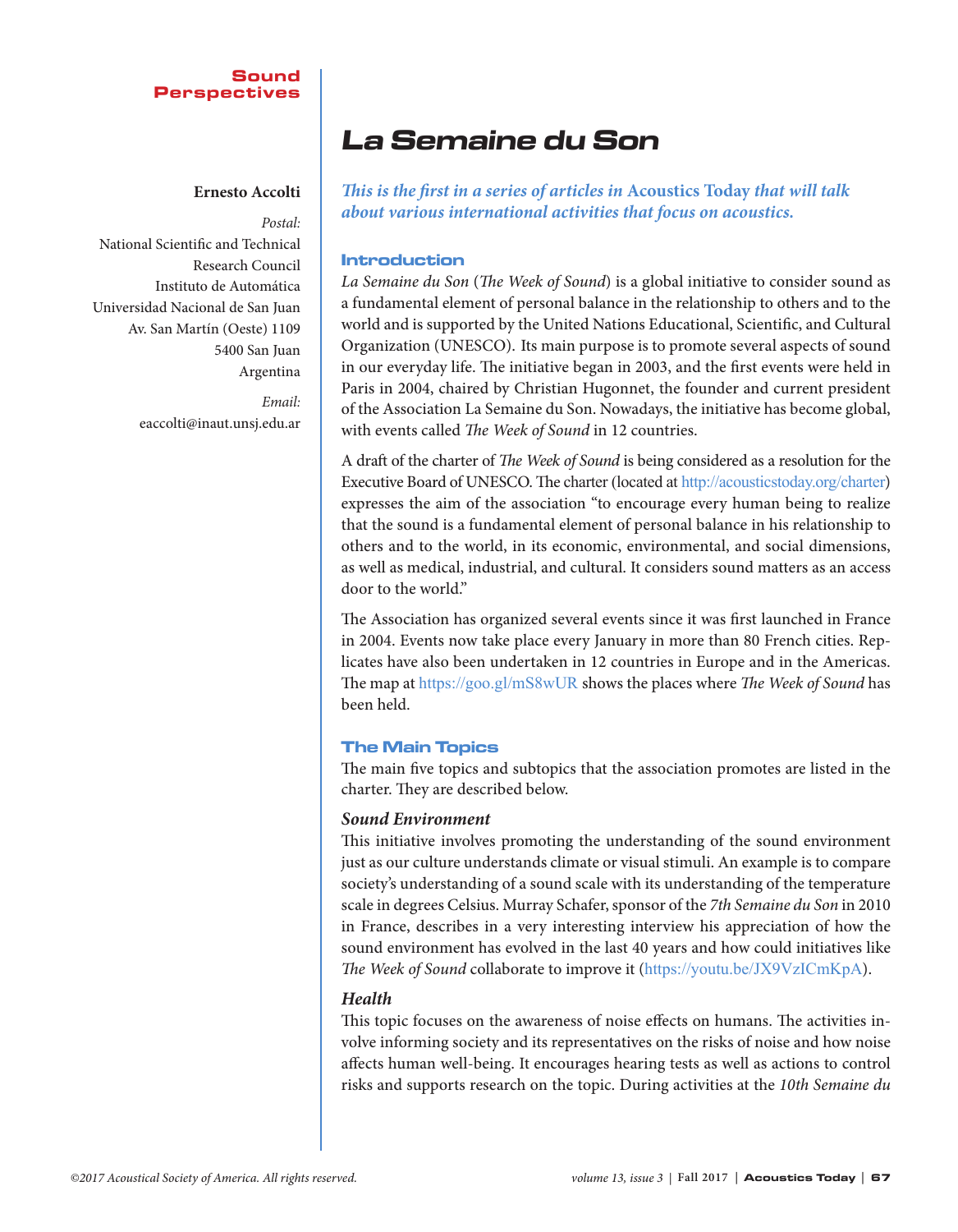Sound Perspectives

# La Semaine du Son

**Ernesto Accolti**

*Postal:*
National Scientific and Technical Research Council
Instituto de Automática
Universidad Nacional de San Juan
Av. San Martín (Oeste) 1109
5400 San Juan
Argentina

*Email:*
eaccolti@inaut.unsj.edu.ar

***This is the first in a series of articles in* Acoustics Today *that will talk about various international activities that focus on acoustics.***

## Introduction

*La Semaine du Son* (*The Week of Sound*) is a global initiative to consider sound as a fundamental element of personal balance in the relationship to others and to the world and is supported by the United Nations Educational, Scientific, and Cultural Organization (UNESCO). Its main purpose is to promote several aspects of sound in our everyday life. The initiative began in 2003, and the first events were held in Paris in 2004, chaired by Christian Hugonnet, the founder and current president of the Association La Semaine du Son. Nowadays, the initiative has become global, with events called *The Week of Sound* in 12 countries.

A draft of the charter of *The Week of Sound* is being considered as a resolution for the Executive Board of UNESCO. The charter (located at http://acousticstoday.org/charter) expresses the aim of the association "to encourage every human being to realize that the sound is a fundamental element of personal balance in his relationship to others and to the world, in its economic, environmental, and social dimensions, as well as medical, industrial, and cultural. It considers sound matters as an access door to the world."

The Association has organized several events since it was first launched in France in 2004. Events now take place every January in more than 80 French cities. Replicates have also been undertaken in 12 countries in Europe and in the Americas. The map at https://goo.gl/mS8wUR shows the places where *The Week of Sound* has been held.

## The Main Topics

The main five topics and subtopics that the association promotes are listed in the charter. They are described below.

### Sound Environment

This initiative involves promoting the understanding of the sound environment just as our culture understands climate or visual stimuli. An example is to compare society's understanding of a sound scale with its understanding of the temperature scale in degrees Celsius. Murray Schafer, sponsor of the *7th Semaine du Son* in 2010 in France, describes in a very interesting interview his appreciation of how the sound environment has evolved in the last 40 years and how could initiatives like *The Week of Sound* collaborate to improve it (https://youtu.be/JX9VzICmKpA).

### Health

This topic focuses on the awareness of noise effects on humans. The activities involve informing society and its representatives on the risks of noise and how noise affects human well-being. It encourages hearing tests as well as actions to control risks and supports research on the topic. During activities at the *10th Semaine du*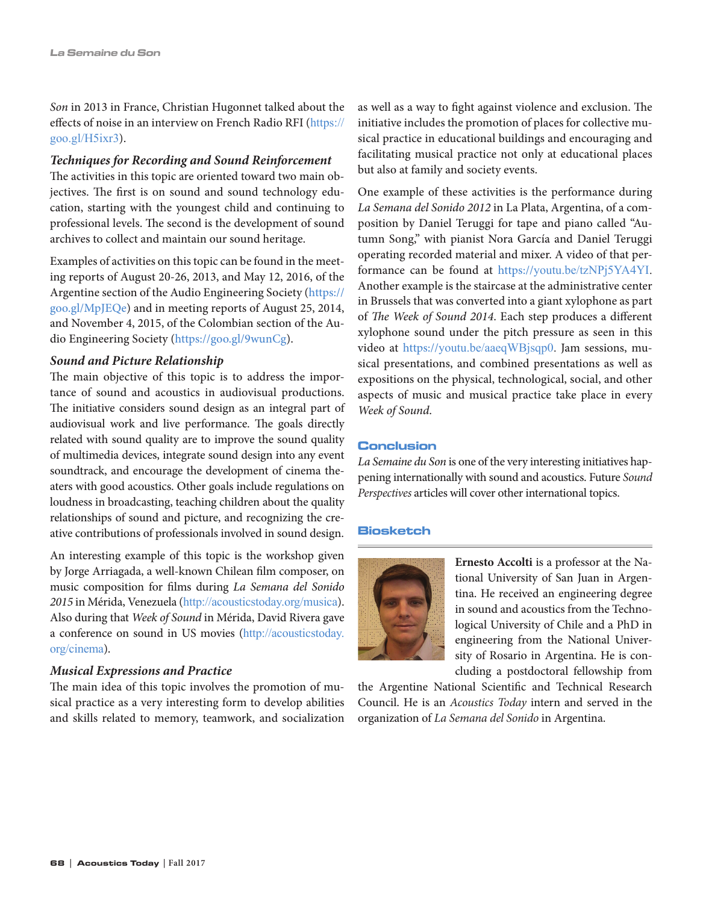*Son* in 2013 in France, Christian Hugonnet talked about the effects of noise in an interview on French Radio RFI (https://goo.gl/H5ixr3).

### *Techniques for Recording and Sound Reinforcement*

The activities in this topic are oriented toward two main objectives. The first is on sound and sound technology education, starting with the youngest child and continuing to professional levels. The second is the development of sound archives to collect and maintain our sound heritage.

Examples of activities on this topic can be found in the meeting reports of August 20-26, 2013, and May 12, 2016, of the Argentine section of the Audio Engineering Society (https://goo.gl/MpJEQe) and in meeting reports of August 25, 2014, and November 4, 2015, of the Colombian section of the Audio Engineering Society (https://goo.gl/9wunCg).

### *Sound and Picture Relationship*

The main objective of this topic is to address the importance of sound and acoustics in audiovisual productions. The initiative considers sound design as an integral part of audiovisual work and live performance. The goals directly related with sound quality are to improve the sound quality of multimedia devices, integrate sound design into any event soundtrack, and encourage the development of cinema theaters with good acoustics. Other goals include regulations on loudness in broadcasting, teaching children about the quality relationships of sound and picture, and recognizing the creative contributions of professionals involved in sound design.

An interesting example of this topic is the workshop given by Jorge Arriagada, a well-known Chilean film composer, on music composition for films during *La Semana del Sonido 2015* in Mérida, Venezuela (http://acousticstoday.org/musica). Also during that *Week of Sound* in Mérida, David Rivera gave a conference on sound in US movies (http://acousticstoday.org/cinema).

### *Musical Expressions and Practice*

The main idea of this topic involves the promotion of musical practice as a very interesting form to develop abilities and skills related to memory, teamwork, and socialization as well as a way to fight against violence and exclusion. The initiative includes the promotion of places for collective musical practice in educational buildings and encouraging and facilitating musical practice not only at educational places but also at family and society events.

One example of these activities is the performance during *La Semana del Sonido 2012* in La Plata, Argentina, of a composition by Daniel Teruggi for tape and piano called "Autumn Song," with pianist Nora García and Daniel Teruggi operating recorded material and mixer. A video of that performance can be found at https://youtu.be/tzNPj5YA4YI. Another example is the staircase at the administrative center in Brussels that was converted into a giant xylophone as part of *The Week of Sound 2014*. Each step produces a different xylophone sound under the pitch pressure as seen in this video at https://youtu.be/aaeqWBjsqp0. Jam sessions, musical presentations, and combined presentations as well as expositions on the physical, technological, social, and other aspects of music and musical practice take place in every *Week of Sound*.

## Conclusion

*La Semaine du Son* is one of the very interesting initiatives happening internationally with sound and acoustics. Future *Sound Perspectives* articles will cover other international topics.

## Biosketch

**Ernesto Accolti** is a professor at the National University of San Juan in Argentina. He received an engineering degree in sound and acoustics from the Technological University of Chile and a PhD in engineering from the National University of Rosario in Argentina. He is concluding a postdoctoral fellowship from the Argentine National Scientific and Technical Research Council. He is an *Acoustics Today* intern and served in the organization of *La Semana del Sonido* in Argentina.